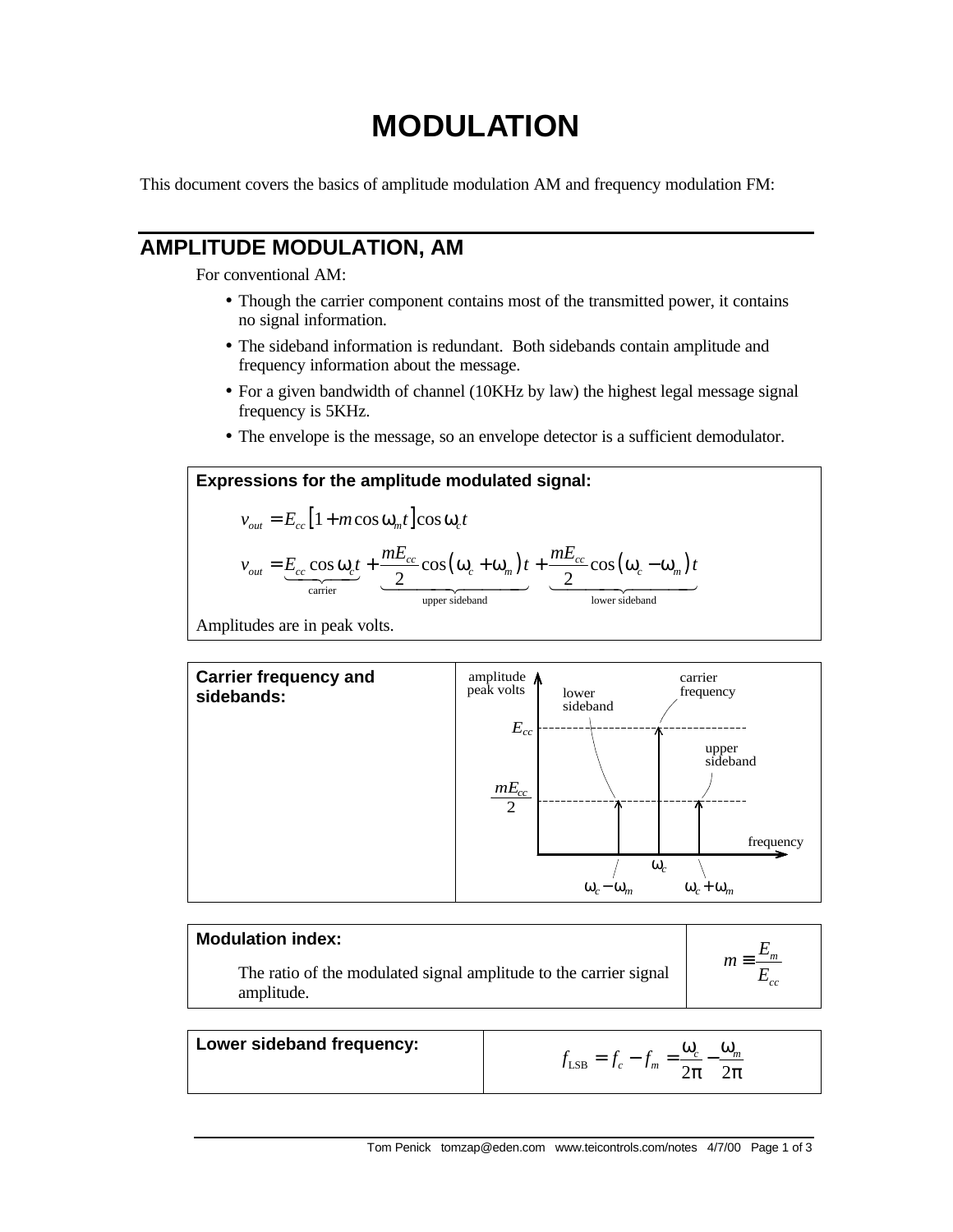# MODULATION

This document covers the basics of amplitude modulation AM and frequency modulation FM:

## AMPLITUDE MODULATION, AM

For conventional AM:

- Though the carrier component contains most of the transmitted power, it contains no signal information.
- The sideband information is redundant. Both sidebands contain amplitude and frequency information about the message.
- For a given bandwidth of channel (10KHz by law) the highest legal message signal frequency is 5KHz.
- The envelope is the message, so an envelope detector is a sufficient demodulator.

**Expressions for the amplitude modulated signal:**

$$v_{out} = E_{cc}\left[1 + m\cos\omega_m t\right]\cos\omega_c t$$

$$v_{out} = \underbrace{E_{cc}\cos\omega_c t}_{\text{carrier}} + \underbrace{\frac{mE_{cc}}{2}\cos\left(\omega_c + \omega_m\right)t}_{\text{upper sideband}} + \underbrace{\frac{mE_{cc}}{2}\cos\left(\omega_c - \omega_m\right)t}_{\text{lower sideband}}$$

Amplitudes are in peak volts.

**Carrier frequency and sidebands:**

amplitude peak volts; $E_{cc}$; $\frac{mE_{cc}}{2}$; lower sideband; carrier frequency; upper sideband; frequency; $\omega_c - \omega_m$; $\omega_c$; $\omega_c + \omega_m$

**Modulation index:**

The ratio of the modulated signal amplitude to the carrier signal amplitude.

$$m \equiv \frac{E_m}{E_{cc}}$$

**Lower sideband frequency:**

$$f_{\text{LSB}} = f_c - f_m = \frac{\omega_c}{2\pi} - \frac{\omega_m}{2\pi}$$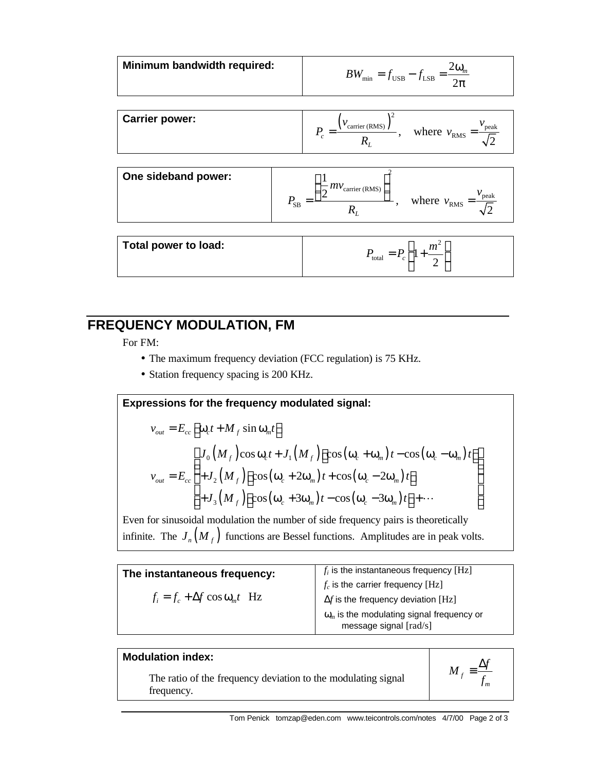| Minimum bandwidth required: | $BW_{\min} = f_{\text{USB}} - f_{\text{LSB}} = \dfrac{2\omega_m}{2\pi}$ |
|---|---|

| Carrier power: | $P_c = \dfrac{\left(v_{\text{carrier (RMS)}}\right)^2}{R_L}, \quad \text{where } v_{\text{RMS}} = \dfrac{v_{\text{peak}}}{\sqrt{2}}$ |
|---|---|

| One sideband power: | $P_{\text{SB}} = \dfrac{\left(\frac{1}{2} m v_{\text{carrier (RMS)}}\right)^2}{R_L}, \quad \text{where } v_{\text{RMS}} = \dfrac{v_{\text{peak}}}{\sqrt{2}}$ |
|---|---|

| Total power to load: | $P_{\text{total}} = P_c \left(1 + \dfrac{m^2}{2}\right)$ |
|---|---|

## FREQUENCY MODULATION, FM

For FM:

- The maximum frequency deviation (FCC regulation) is 75 KHz.
- Station frequency spacing is 200 KHz.

**Expressions for the frequency modulated signal:**

$$v_{out} = E_{cc}\left[\omega_c t + M_f \sin \omega_m t\right]$$

$$v_{out} = E_{cc}\begin{bmatrix} J_0\left(M_f\right)\cos \omega_c t + J_1\left(M_f\right)\left[\cos\left(\omega_c + \omega_m\right)t - \cos\left(\omega_c - \omega_m\right)t\right] \\ + J_2\left(M_f\right)\left[\cos\left(\omega_c + 2\omega_m\right)t + \cos\left(\omega_c - 2\omega_m\right)t\right] \\ + J_3\left(M_f\right)\left[\cos\left(\omega_c + 3\omega_m\right)t - \cos\left(\omega_c - 3\omega_m\right)t\right] + \cdots \end{bmatrix}$$

Even for sinusoidal modulation the number of side frequency pairs is theoretically infinite. The $J_n\left(M_f\right)$ functions are Bessel functions. Amplitudes are in peak volts.

| The instantaneous frequency: | |
|---|---|
| $f_i = f_c + \Delta f \cos \omega_m t \quad \text{Hz}$ | $f_i$ is the instantaneous frequency [Hz]<br>$f_c$ is the carrier frequency [Hz]<br>$\Delta f$ is the frequency deviation [Hz]<br>$\omega_m$ is the modulating signal frequency or message signal [rad/s] |

| Modulation index: | |
|---|---|
| The ratio of the frequency deviation to the modulating signal frequency. | $M_f \equiv \dfrac{\Delta f}{f_m}$ |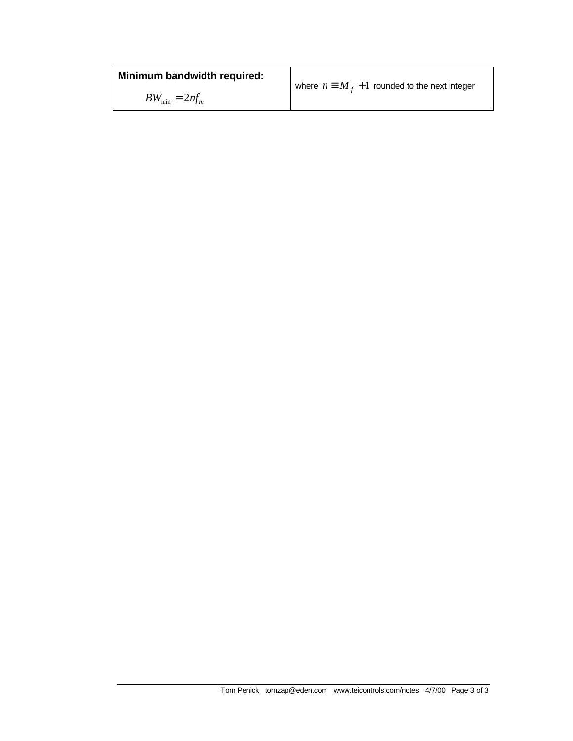| | |
|---|---|
| **Minimum bandwidth required:** $BW_{\min} = 2nf_m$ | where $n \equiv M_f + 1$ rounded to the next integer |